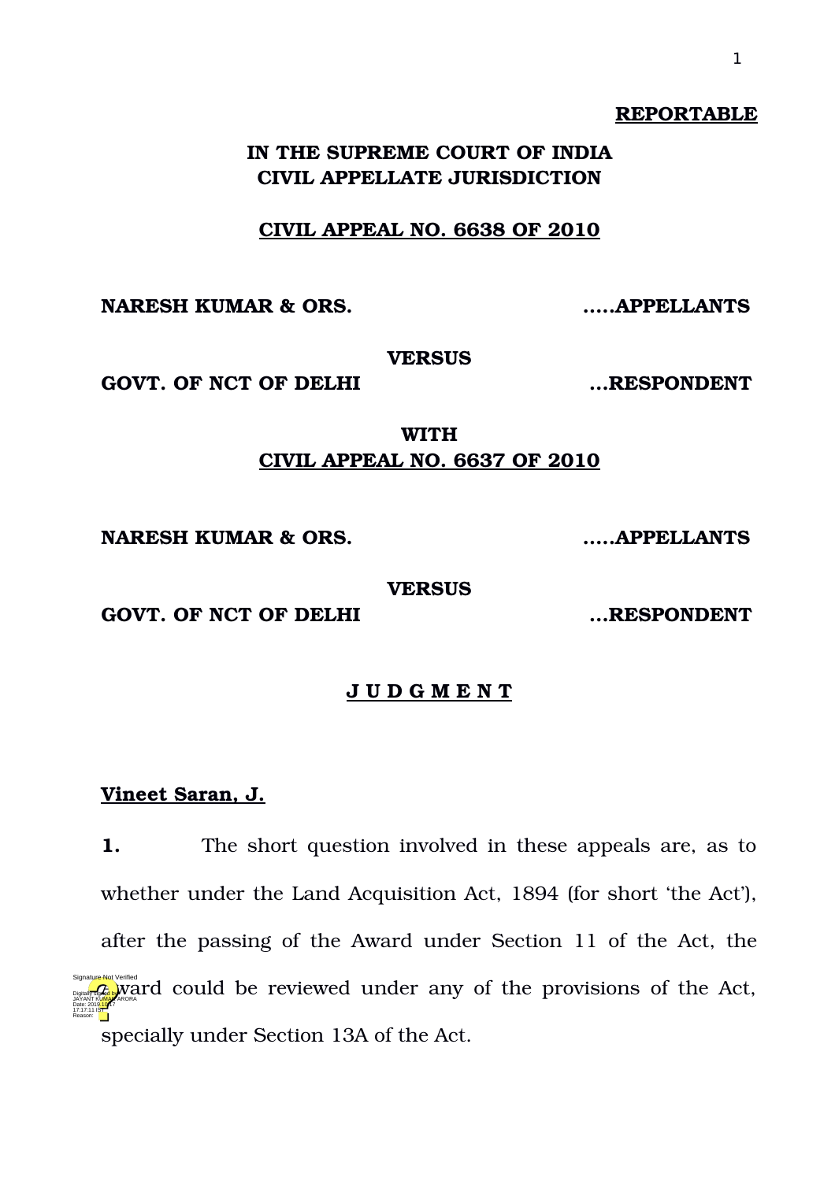**REPORTABLE**

**IN THE SUPREME COURT OF INDIA**
**CIVIL APPELLATE JURISDICTION**

**CIVIL APPEAL NO. 6638 OF 2010**

**NARESH KUMAR & ORS. .....APPELLANTS**

**VERSUS**

**GOVT. OF NCT OF DELHI ...RESPONDENT**

**WITH**

**CIVIL APPEAL NO. 6637 OF 2010**

**NARESH KUMAR & ORS. .....APPELLANTS**

**VERSUS**

**GOVT. OF NCT OF DELHI ...RESPONDENT**

**J U D G M E N T**

**Vineet Saran, J.**

**1.** The short question involved in these appeals are, as to whether under the Land Acquisition Act, 1894 (for short 'the Act'), after the passing of the Award under Section 11 of the Act, the Award could be reviewed under any of the provisions of the Act, specially under Section 13A of the Act.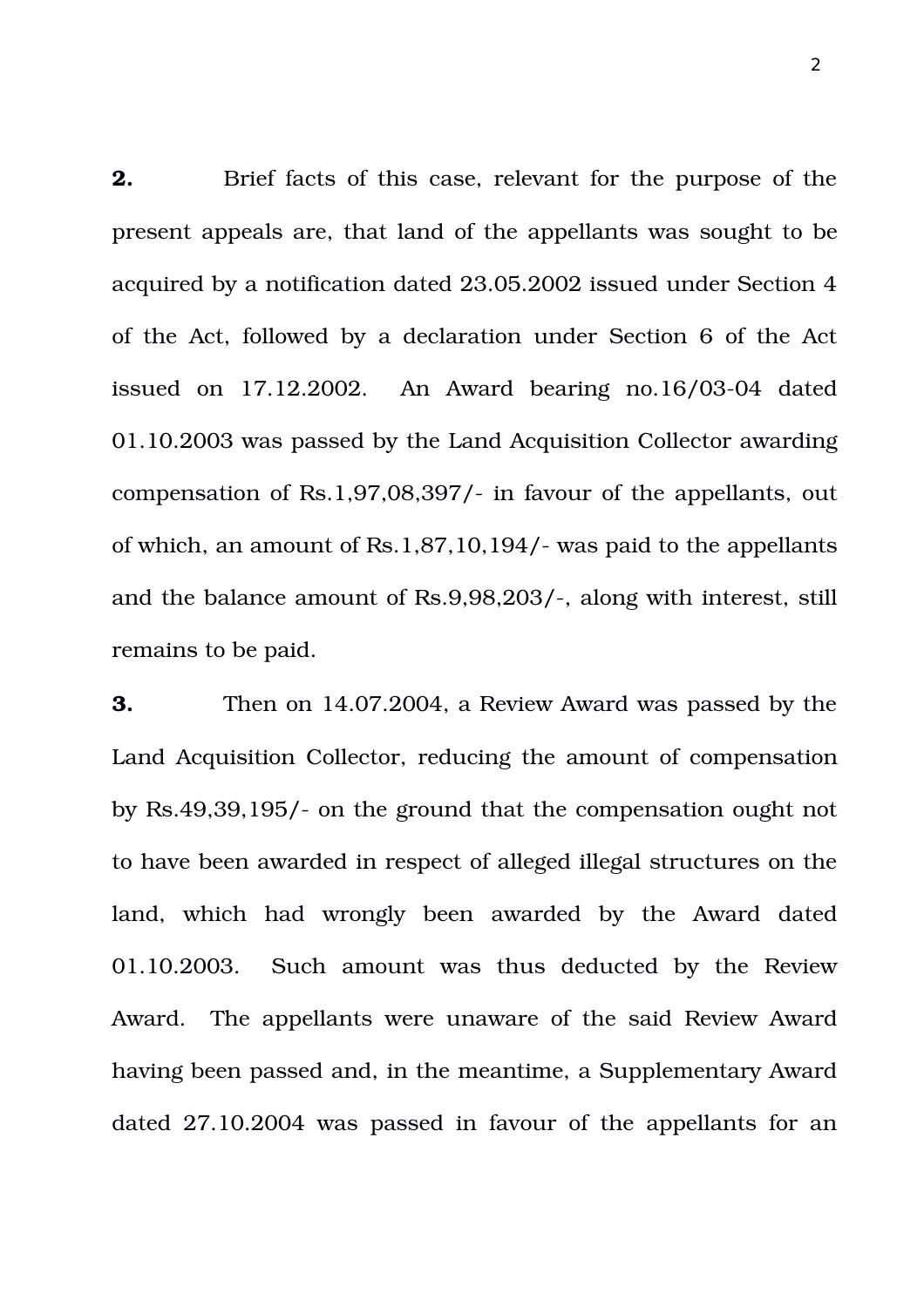**2.** Brief facts of this case, relevant for the purpose of the present appeals are, that land of the appellants was sought to be acquired by a notification dated 23.05.2002 issued under Section 4 of the Act, followed by a declaration under Section 6 of the Act issued on 17.12.2002. An Award bearing no.16/03-04 dated 01.10.2003 was passed by the Land Acquisition Collector awarding compensation of Rs.1,97,08,397/- in favour of the appellants, out of which, an amount of Rs.1,87,10,194/- was paid to the appellants and the balance amount of Rs.9,98,203/-, along with interest, still remains to be paid.

**3.** Then on 14.07.2004, a Review Award was passed by the Land Acquisition Collector, reducing the amount of compensation by Rs.49,39,195/- on the ground that the compensation ought not to have been awarded in respect of alleged illegal structures on the land, which had wrongly been awarded by the Award dated 01.10.2003. Such amount was thus deducted by the Review Award. The appellants were unaware of the said Review Award having been passed and, in the meantime, a Supplementary Award dated 27.10.2004 was passed in favour of the appellants for an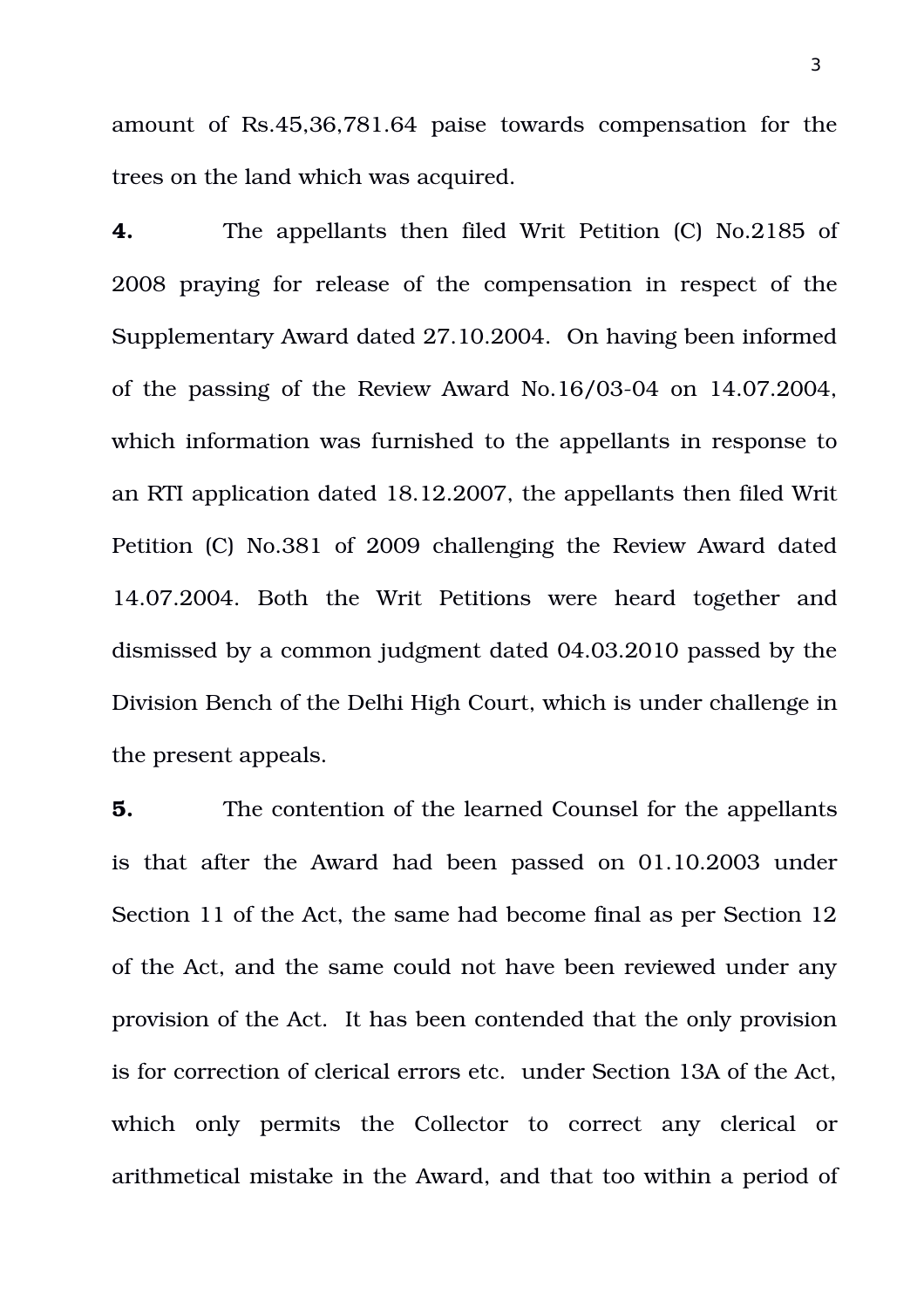amount of Rs.45,36,781.64 paise towards compensation for the trees on the land which was acquired.

**4.** The appellants then filed Writ Petition (C) No.2185 of 2008 praying for release of the compensation in respect of the Supplementary Award dated 27.10.2004. On having been informed of the passing of the Review Award No.16/03-04 on 14.07.2004, which information was furnished to the appellants in response to an RTI application dated 18.12.2007, the appellants then filed Writ Petition (C) No.381 of 2009 challenging the Review Award dated 14.07.2004. Both the Writ Petitions were heard together and dismissed by a common judgment dated 04.03.2010 passed by the Division Bench of the Delhi High Court, which is under challenge in the present appeals.

**5.** The contention of the learned Counsel for the appellants is that after the Award had been passed on 01.10.2003 under Section 11 of the Act, the same had become final as per Section 12 of the Act, and the same could not have been reviewed under any provision of the Act. It has been contended that the only provision is for correction of clerical errors etc. under Section 13A of the Act, which only permits the Collector to correct any clerical or arithmetical mistake in the Award, and that too within a period of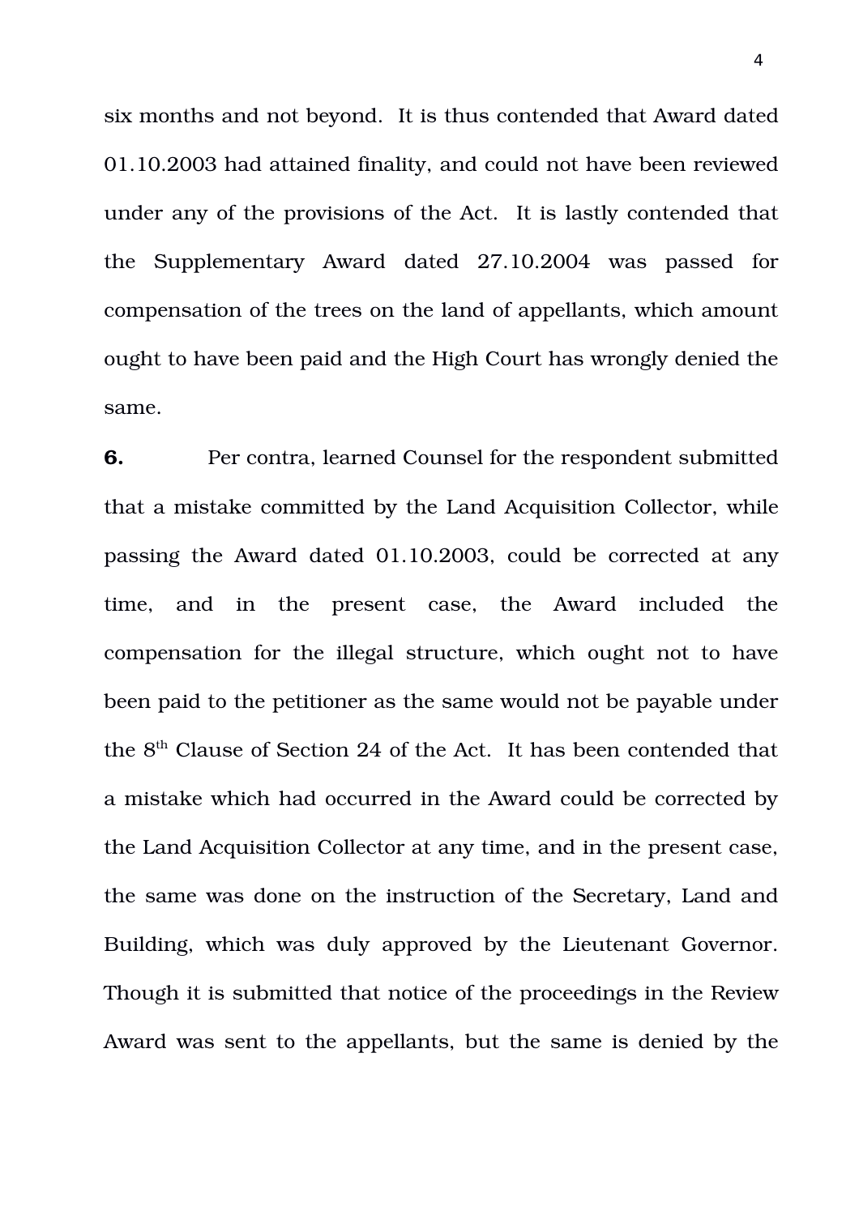six months and not beyond. It is thus contended that Award dated 01.10.2003 had attained finality, and could not have been reviewed under any of the provisions of the Act. It is lastly contended that the Supplementary Award dated 27.10.2004 was passed for compensation of the trees on the land of appellants, which amount ought to have been paid and the High Court has wrongly denied the same.

**6.** Per contra, learned Counsel for the respondent submitted that a mistake committed by the Land Acquisition Collector, while passing the Award dated 01.10.2003, could be corrected at any time, and in the present case, the Award included the compensation for the illegal structure, which ought not to have been paid to the petitioner as the same would not be payable under the 8th Clause of Section 24 of the Act. It has been contended that a mistake which had occurred in the Award could be corrected by the Land Acquisition Collector at any time, and in the present case, the same was done on the instruction of the Secretary, Land and Building, which was duly approved by the Lieutenant Governor. Though it is submitted that notice of the proceedings in the Review Award was sent to the appellants, but the same is denied by the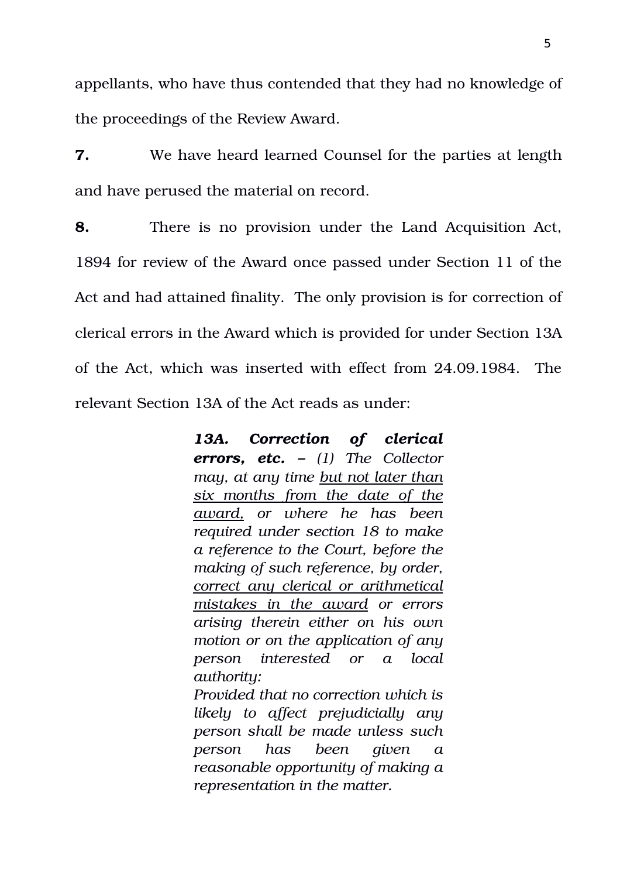appellants, who have thus contended that they had no knowledge of the proceedings of the Review Award.

**7.** We have heard learned Counsel for the parties at length and have perused the material on record.

**8.** There is no provision under the Land Acquisition Act, 1894 for review of the Award once passed under Section 11 of the Act and had attained finality. The only provision is for correction of clerical errors in the Award which is provided for under Section 13A of the Act, which was inserted with effect from 24.09.1984. The relevant Section 13A of the Act reads as under:

> ***13A. Correction of clerical errors, etc.*** *– (1) The Collector may, at any time <u>but not later than six months from the date of the award,</u> or where he has been required under section 18 to make a reference to the Court, before the making of such reference, by order, <u>correct any clerical or arithmetical mistakes in the award</u> or errors arising therein either on his own motion or on the application of any person interested or a local authority:*
>
> *Provided that no correction which is likely to affect prejudicially any person shall be made unless such person has been given a reasonable opportunity of making a representation in the matter.*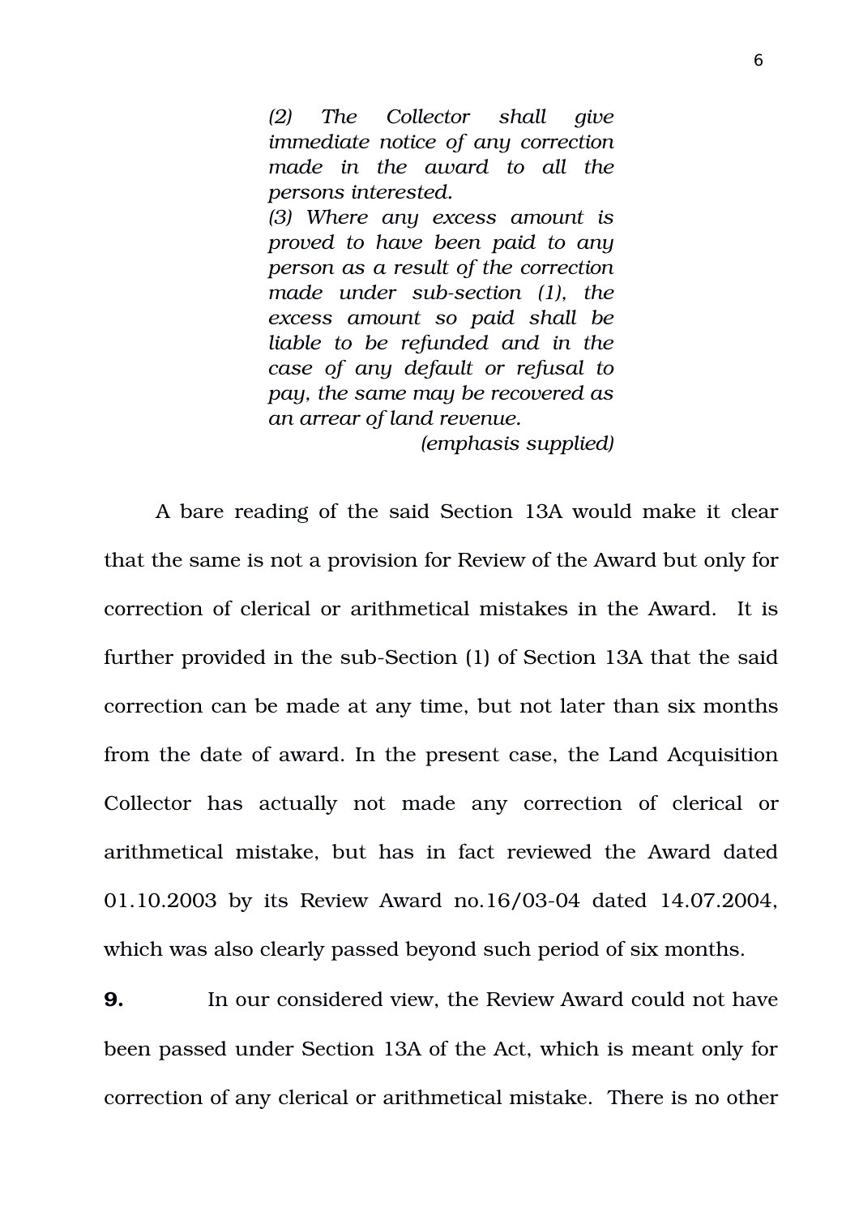> *(2) The Collector shall give immediate notice of any correction made in the award to all the persons interested.*
>
> *(3) Where any excess amount is proved to have been paid to any person as a result of the correction made under sub-section (1), the excess amount so paid shall be liable to be refunded and in the case of any default or refusal to pay, the same may be recovered as an arrear of land revenue.*
>
> *(emphasis supplied)*

A bare reading of the said Section 13A would make it clear that the same is not a provision for Review of the Award but only for correction of clerical or arithmetical mistakes in the Award. It is further provided in the sub-Section (1) of Section 13A that the said correction can be made at any time, but not later than six months from the date of award. In the present case, the Land Acquisition Collector has actually not made any correction of clerical or arithmetical mistake, but has in fact reviewed the Award dated 01.10.2003 by its Review Award no.16/03-04 dated 14.07.2004, which was also clearly passed beyond such period of six months.

**9.** In our considered view, the Review Award could not have been passed under Section 13A of the Act, which is meant only for correction of any clerical or arithmetical mistake. There is no other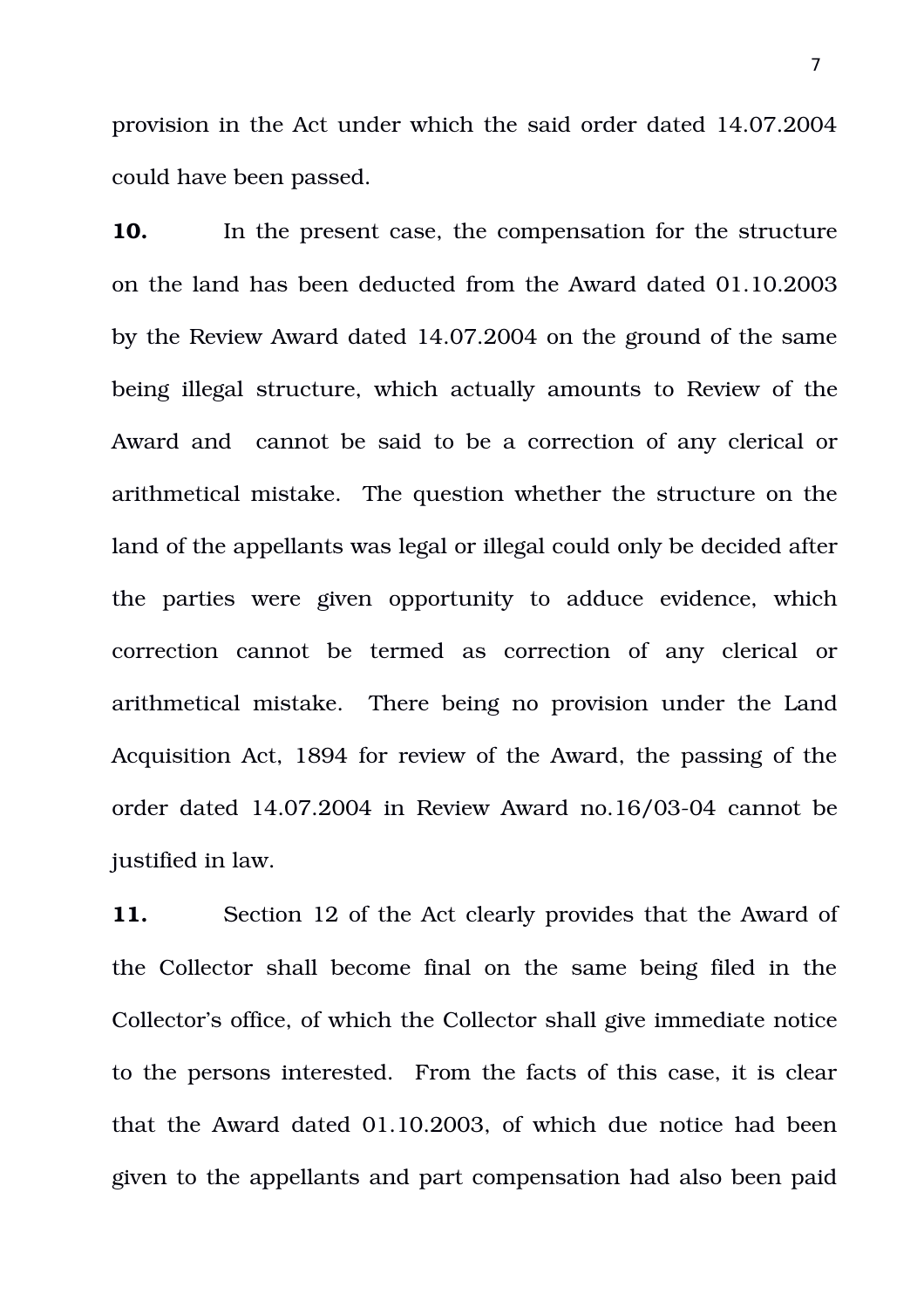provision in the Act under which the said order dated 14.07.2004 could have been passed.

**10.** In the present case, the compensation for the structure on the land has been deducted from the Award dated 01.10.2003 by the Review Award dated 14.07.2004 on the ground of the same being illegal structure, which actually amounts to Review of the Award and cannot be said to be a correction of any clerical or arithmetical mistake. The question whether the structure on the land of the appellants was legal or illegal could only be decided after the parties were given opportunity to adduce evidence, which correction cannot be termed as correction of any clerical or arithmetical mistake. There being no provision under the Land Acquisition Act, 1894 for review of the Award, the passing of the order dated 14.07.2004 in Review Award no.16/03-04 cannot be justified in law.

**11.** Section 12 of the Act clearly provides that the Award of the Collector shall become final on the same being filed in the Collector's office, of which the Collector shall give immediate notice to the persons interested. From the facts of this case, it is clear that the Award dated 01.10.2003, of which due notice had been given to the appellants and part compensation had also been paid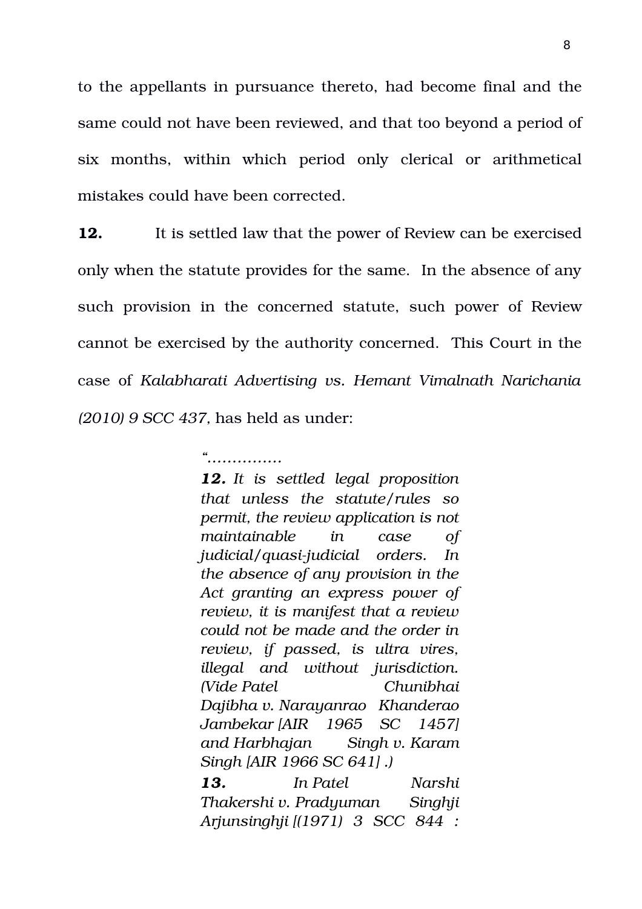to the appellants in pursuance thereto, had become final and the same could not have been reviewed, and that too beyond a period of six months, within which period only clerical or arithmetical mistakes could have been corrected.

**12.** It is settled law that the power of Review can be exercised only when the statute provides for the same. In the absence of any such provision in the concerned statute, such power of Review cannot be exercised by the authority concerned. This Court in the case of *Kalabharati Advertising vs. Hemant Vimalnath Narichania (2010) 9 SCC 437*, has held as under:

> *"...............*
>
> ***12.*** *It is settled legal proposition that unless the statute/rules so permit, the review application is not maintainable in case of judicial/quasi-judicial orders. In the absence of any provision in the Act granting an express power of review, it is manifest that a review could not be made and the order in review, if passed, is ultra vires, illegal and without jurisdiction. (Vide Patel Chunibhai Dajibha v. Narayanrao Khanderao Jambekar [AIR 1965 SC 1457] and Harbhajan Singh v. Karam Singh [AIR 1966 SC 641] .)*
>
> ***13.*** *In Patel Narshi Thakershi v. Pradyuman Singhji Arjunsinghji [(1971) 3 SCC 844 :*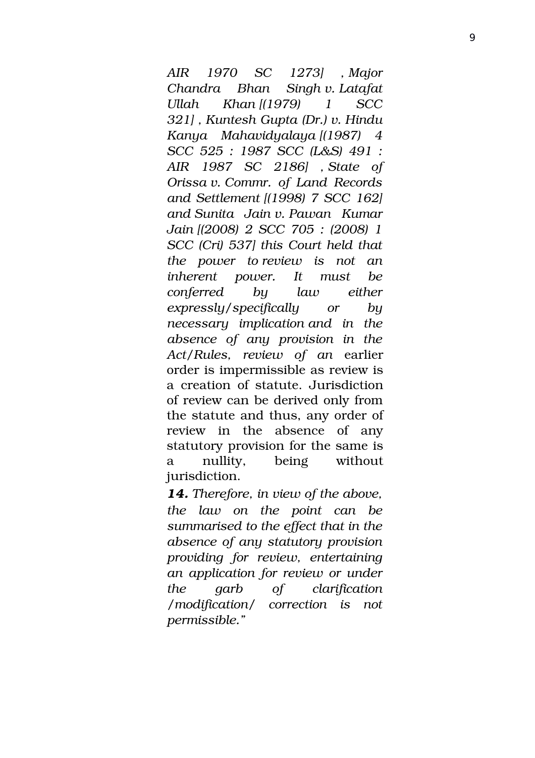*AIR 1970 SC 1273] , Major Chandra Bhan Singh v. Latafat Ullah Khan [(1979) 1 SCC 321] , Kuntesh Gupta (Dr.) v. Hindu Kanya Mahavidyalaya [(1987) 4 SCC 525 : 1987 SCC (L&S) 491 : AIR 1987 SC 2186] , State of Orissa v. Commr. of Land Records and Settlement [(1998) 7 SCC 162] and Sunita Jain v. Pawan Kumar Jain [(2008) 2 SCC 705 : (2008) 1 SCC (Cri) 537] this Court held that the power to review is not an inherent power. It must be conferred by law either expressly/specifically or by necessary implication and in the absence of any provision in the Act/Rules, review of an* earlier order is impermissible as review is a creation of statute. Jurisdiction of review can be derived only from the statute and thus, any order of review in the absence of any statutory provision for the same is a nullity, being without jurisdiction.

***14.*** *Therefore, in view of the above, the law on the point can be summarised to the effect that in the absence of any statutory provision providing for review, entertaining an application for review or under the garb of clarification /modification/ correction is not permissible."*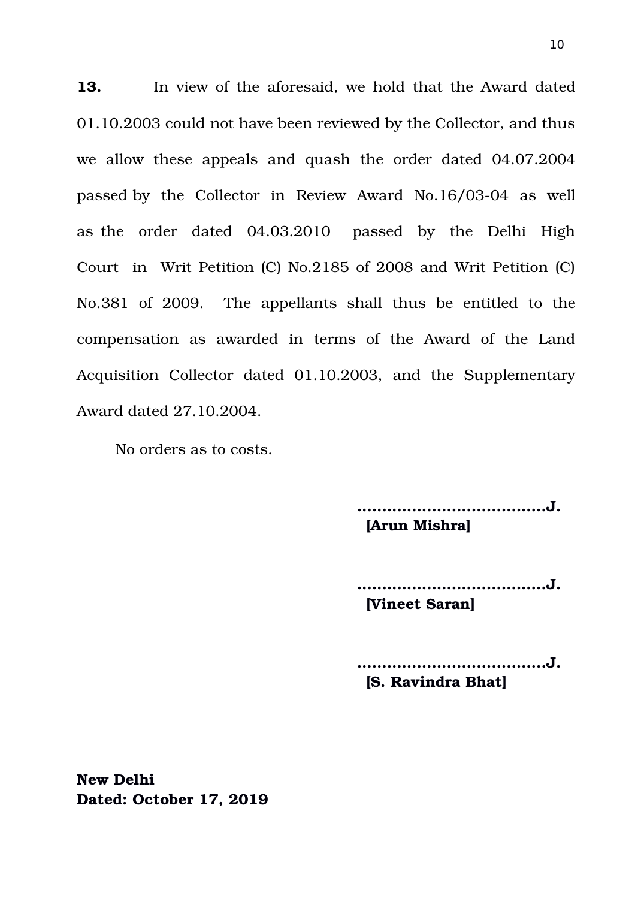**13.** In view of the aforesaid, we hold that the Award dated 01.10.2003 could not have been reviewed by the Collector, and thus we allow these appeals and quash the order dated 04.07.2004 passed by the Collector in Review Award No.16/03-04 as well as the order dated 04.03.2010 passed by the Delhi High Court in Writ Petition (C) No.2185 of 2008 and Writ Petition (C) No.381 of 2009. The appellants shall thus be entitled to the compensation as awarded in terms of the Award of the Land Acquisition Collector dated 01.10.2003, and the Supplementary Award dated 27.10.2004.

No orders as to costs.

**.......................................J.**
**[Arun Mishra]**

**.......................................J.**
**[Vineet Saran]**

**.......................................J.**
**[S. Ravindra Bhat]**

**New Delhi**
**Dated: October 17, 2019**